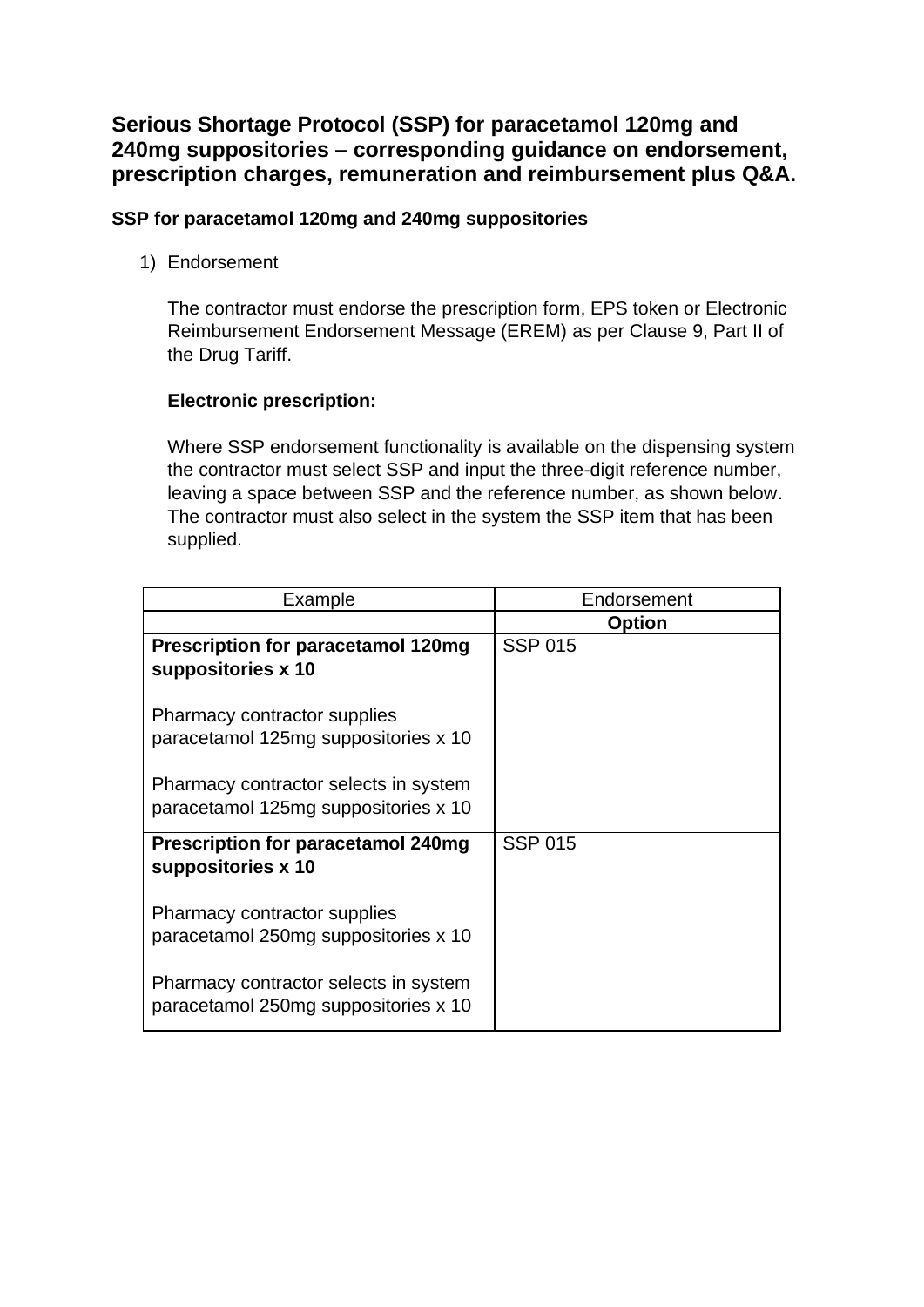# Serious Shortage Protocol (SSP) for paracetamol 120mg and 240mg suppositories – corresponding guidance on endorsement, prescription charges, remuneration and reimbursement plus Q&A.

## SSP for paracetamol 120mg and 240mg suppositories

1) Endorsement

   The contractor must endorse the prescription form, EPS token or Electronic Reimbursement Endorsement Message (EREM) as per Clause 9, Part II of the Drug Tariff.

   **Electronic prescription:**

   Where SSP endorsement functionality is available on the dispensing system the contractor must select SSP and input the three-digit reference number, leaving a space between SSP and the reference number, as shown below. The contractor must also select in the system the SSP item that has been supplied.

| Example | Endorsement |
|---|---|
| | **Option** |
| **Prescription for paracetamol 120mg suppositories x 10**<br><br>Pharmacy contractor supplies paracetamol 125mg suppositories x 10<br><br>Pharmacy contractor selects in system paracetamol 125mg suppositories x 10 | SSP 015 |
| **Prescription for paracetamol 240mg suppositories x 10**<br><br>Pharmacy contractor supplies paracetamol 250mg suppositories x 10<br><br>Pharmacy contractor selects in system paracetamol 250mg suppositories x 10 | SSP 015 |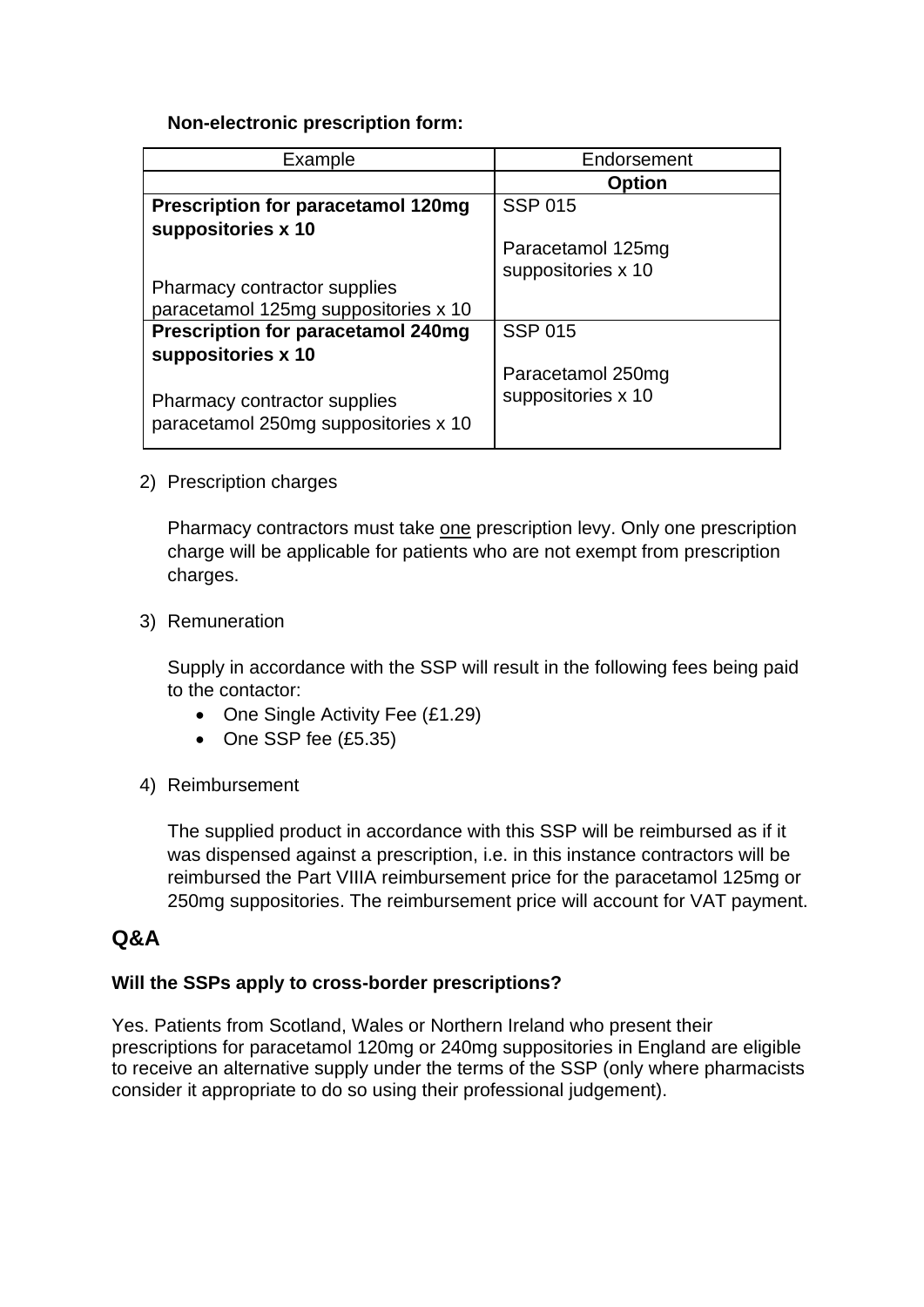**Non-electronic prescription form:**

| Example | Endorsement |
|---|---|
| | **Option** |
| **Prescription for paracetamol 120mg suppositories x 10**<br><br>Pharmacy contractor supplies paracetamol 125mg suppositories x 10 | SSP 015<br><br>Paracetamol 125mg suppositories x 10 |
| **Prescription for paracetamol 240mg suppositories x 10**<br><br>Pharmacy contractor supplies paracetamol 250mg suppositories x 10 | SSP 015<br><br>Paracetamol 250mg suppositories x 10 |

2) Prescription charges

   Pharmacy contractors must take <u>one</u> prescription levy. Only one prescription charge will be applicable for patients who are not exempt from prescription charges.

3) Remuneration

   Supply in accordance with the SSP will result in the following fees being paid to the contactor:

   - One Single Activity Fee (£1.29)
   - One SSP fee (£5.35)

4) Reimbursement

   The supplied product in accordance with this SSP will be reimbursed as if it was dispensed against a prescription, i.e. in this instance contractors will be reimbursed the Part VIIIA reimbursement price for the paracetamol 125mg or 250mg suppositories. The reimbursement price will account for VAT payment.

## Q&A

**Will the SSPs apply to cross-border prescriptions?**

Yes. Patients from Scotland, Wales or Northern Ireland who present their prescriptions for paracetamol 120mg or 240mg suppositories in England are eligible to receive an alternative supply under the terms of the SSP (only where pharmacists consider it appropriate to do so using their professional judgement).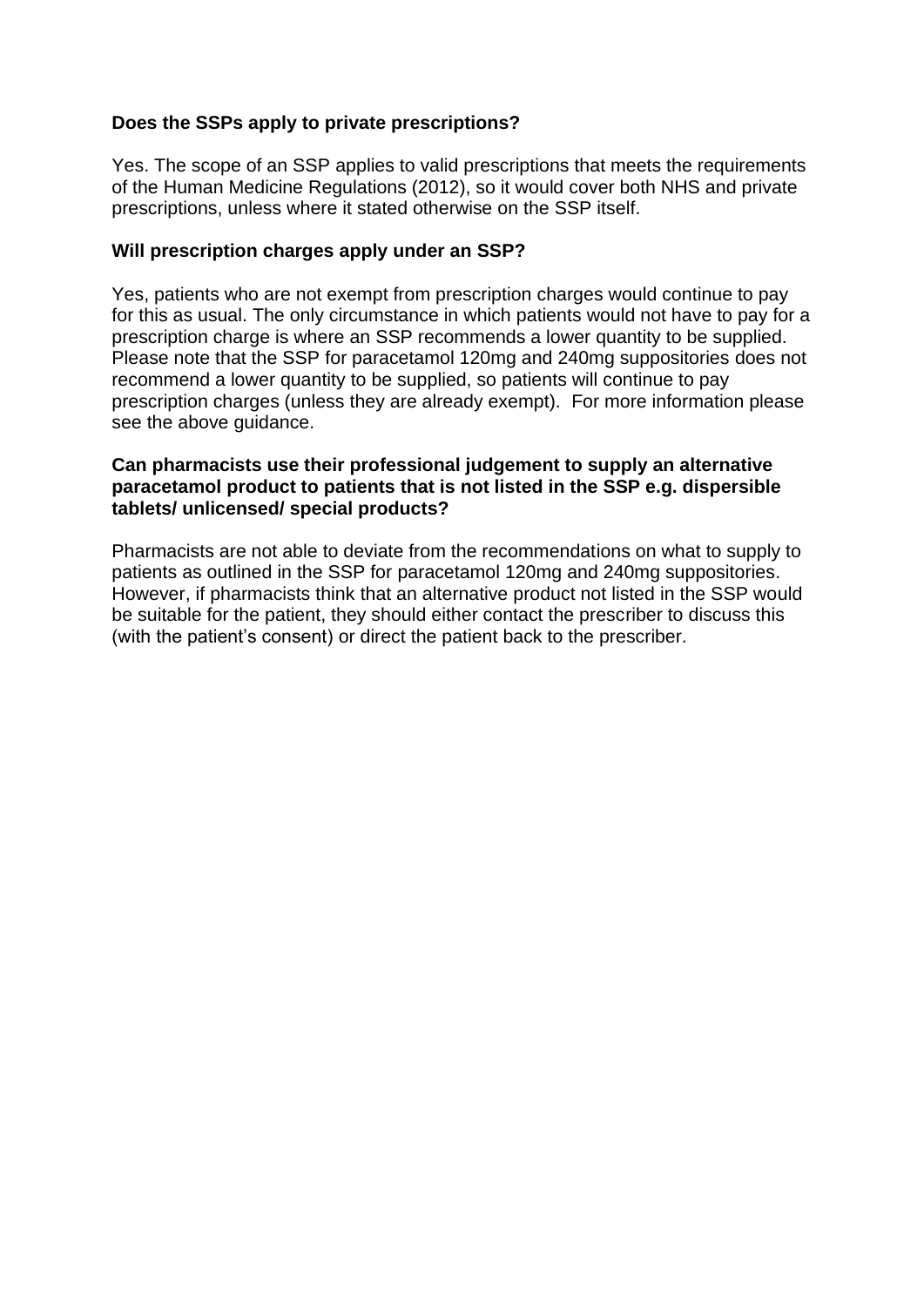**Does the SSPs apply to private prescriptions?**

Yes. The scope of an SSP applies to valid prescriptions that meets the requirements of the Human Medicine Regulations (2012), so it would cover both NHS and private prescriptions, unless where it stated otherwise on the SSP itself.

**Will prescription charges apply under an SSP?**

Yes, patients who are not exempt from prescription charges would continue to pay for this as usual. The only circumstance in which patients would not have to pay for a prescription charge is where an SSP recommends a lower quantity to be supplied. Please note that the SSP for paracetamol 120mg and 240mg suppositories does not recommend a lower quantity to be supplied, so patients will continue to pay prescription charges (unless they are already exempt). For more information please see the above guidance.

**Can pharmacists use their professional judgement to supply an alternative paracetamol product to patients that is not listed in the SSP e.g. dispersible tablets/ unlicensed/ special products?**

Pharmacists are not able to deviate from the recommendations on what to supply to patients as outlined in the SSP for paracetamol 120mg and 240mg suppositories. However, if pharmacists think that an alternative product not listed in the SSP would be suitable for the patient, they should either contact the prescriber to discuss this (with the patient's consent) or direct the patient back to the prescriber.